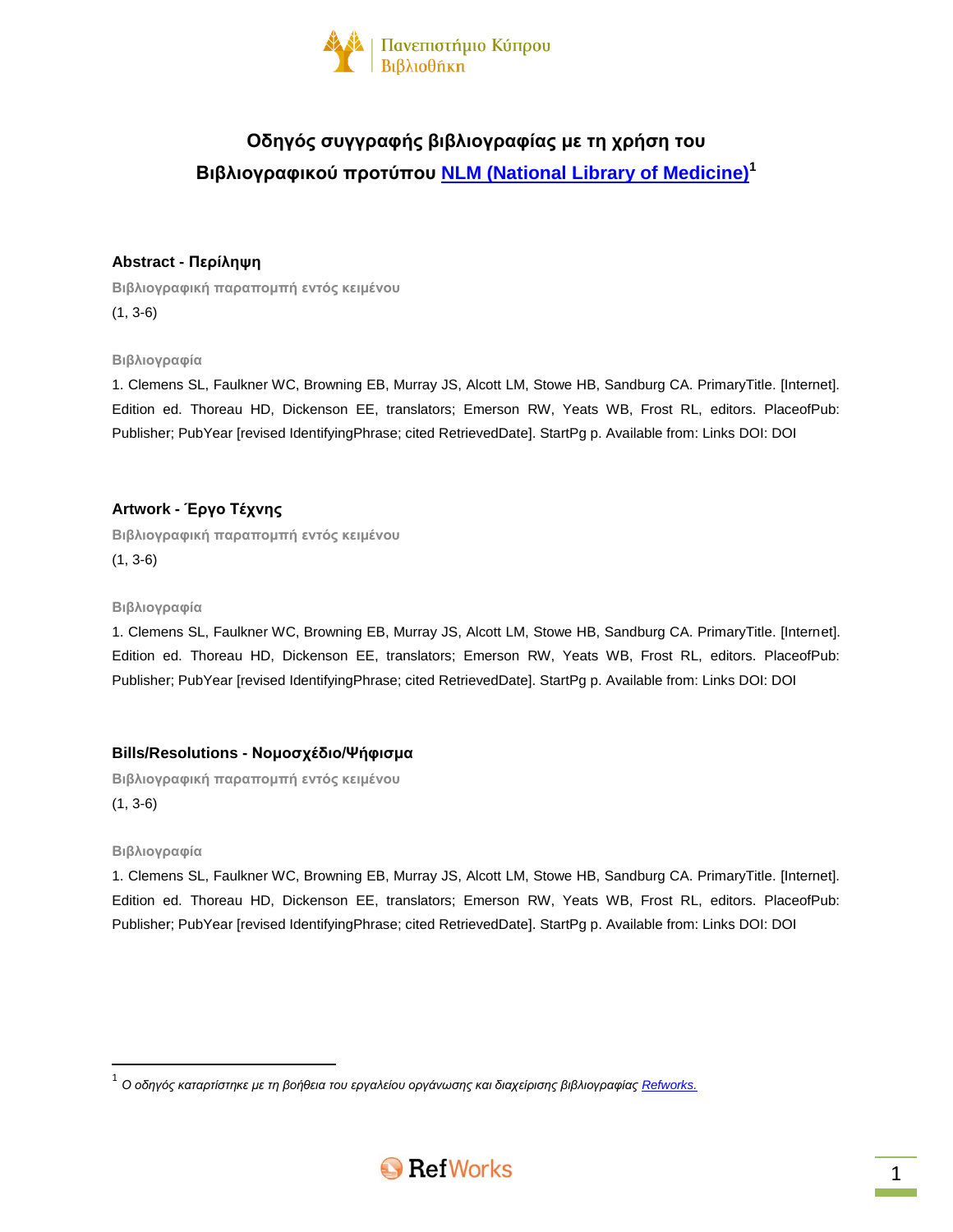# Οδηγός συγγραφής βιβλιογραφίας με τη χρήση του Βιβλιογραφικού προτύπου NLM (National Library of Medicine)[1]

## Abstract - Περίληψη

**Βιβλιογραφική παραπομπή εντός κειμένου**

(1, 3-6)

**Βιβλιογραφία**

1. Clemens SL, Faulkner WC, Browning EB, Murray JS, Alcott LM, Stowe HB, Sandburg CA. PrimaryTitle. [Internet]. Edition ed. Thoreau HD, Dickenson EE, translators; Emerson RW, Yeats WB, Frost RL, editors. PlaceofPub: Publisher; PubYear [revised IdentifyingPhrase; cited RetrievedDate]. StartPg p. Available from: Links DOI: DOI

## Artwork - Έργο Τέχνης

**Βιβλιογραφική παραπομπή εντός κειμένου**

(1, 3-6)

**Βιβλιογραφία**

1. Clemens SL, Faulkner WC, Browning EB, Murray JS, Alcott LM, Stowe HB, Sandburg CA. PrimaryTitle. [Internet]. Edition ed. Thoreau HD, Dickenson EE, translators; Emerson RW, Yeats WB, Frost RL, editors. PlaceofPub: Publisher; PubYear [revised IdentifyingPhrase; cited RetrievedDate]. StartPg p. Available from: Links DOI: DOI

## Bills/Resolutions - Νομοσχέδιο/Ψήφισμα

**Βιβλιογραφική παραπομπή εντός κειμένου**

(1, 3-6)

**Βιβλιογραφία**

1. Clemens SL, Faulkner WC, Browning EB, Murray JS, Alcott LM, Stowe HB, Sandburg CA. PrimaryTitle. [Internet]. Edition ed. Thoreau HD, Dickenson EE, translators; Emerson RW, Yeats WB, Frost RL, editors. PlaceofPub: Publisher; PubYear [revised IdentifyingPhrase; cited RetrievedDate]. StartPg p. Available from: Links DOI: DOI

---

[1] *Ο οδηγός καταρτίστηκε με τη βοήθεια του εργαλείου οργάνωσης και διαχείρισης βιβλιογραφίας Refworks.*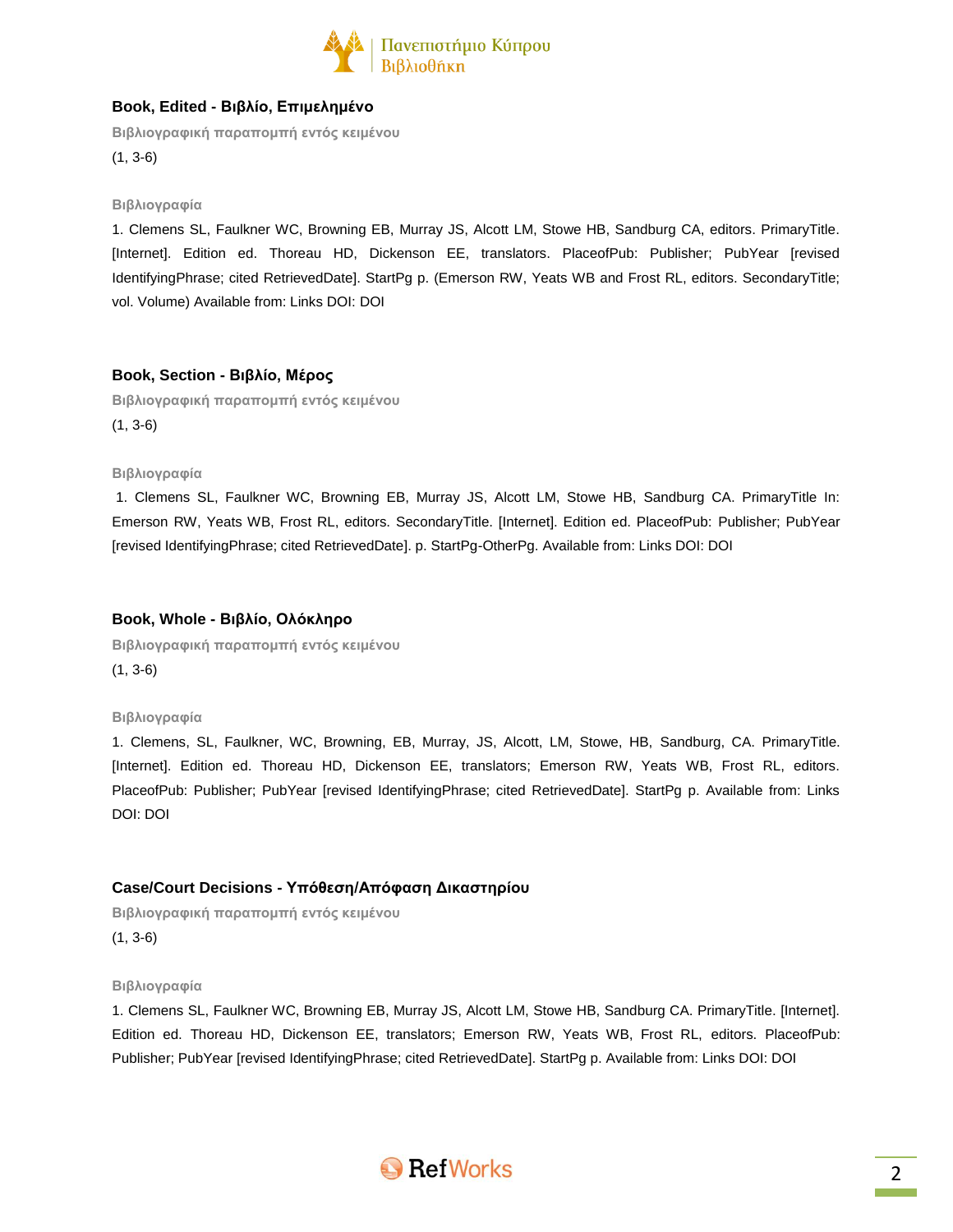## Book, Edited - Βιβλίο, Επιμελημένο

**Βιβλιογραφική παραπομπή εντός κειμένου**

(1, 3-6)

**Βιβλιογραφία**

1. Clemens SL, Faulkner WC, Browning EB, Murray JS, Alcott LM, Stowe HB, Sandburg CA, editors. PrimaryTitle. [Internet]. Edition ed. Thoreau HD, Dickenson EE, translators. PlaceofPub: Publisher; PubYear [revised IdentifyingPhrase; cited RetrievedDate]. StartPg p. (Emerson RW, Yeats WB and Frost RL, editors. SecondaryTitle; vol. Volume) Available from: Links DOI: DOI

## Book, Section - Βιβλίο, Μέρος

**Βιβλιογραφική παραπομπή εντός κειμένου**

(1, 3-6)

**Βιβλιογραφία**

1. Clemens SL, Faulkner WC, Browning EB, Murray JS, Alcott LM, Stowe HB, Sandburg CA. PrimaryTitle In: Emerson RW, Yeats WB, Frost RL, editors. SecondaryTitle. [Internet]. Edition ed. PlaceofPub: Publisher; PubYear [revised IdentifyingPhrase; cited RetrievedDate]. p. StartPg-OtherPg. Available from: Links DOI: DOI

## Book, Whole - Βιβλίο, Ολόκληρο

**Βιβλιογραφική παραπομπή εντός κειμένου**

(1, 3-6)

**Βιβλιογραφία**

1. Clemens, SL, Faulkner, WC, Browning, EB, Murray, JS, Alcott, LM, Stowe, HB, Sandburg, CA. PrimaryTitle. [Internet]. Edition ed. Thoreau HD, Dickenson EE, translators; Emerson RW, Yeats WB, Frost RL, editors. PlaceofPub: Publisher; PubYear [revised IdentifyingPhrase; cited RetrievedDate]. StartPg p. Available from: Links DOI: DOI

## Case/Court Decisions - Υπόθεση/Απόφαση Δικαστηρίου

**Βιβλιογραφική παραπομπή εντός κειμένου**

(1, 3-6)

**Βιβλιογραφία**

1. Clemens SL, Faulkner WC, Browning EB, Murray JS, Alcott LM, Stowe HB, Sandburg CA. PrimaryTitle. [Internet]. Edition ed. Thoreau HD, Dickenson EE, translators; Emerson RW, Yeats WB, Frost RL, editors. PlaceofPub: Publisher; PubYear [revised IdentifyingPhrase; cited RetrievedDate]. StartPg p. Available from: Links DOI: DOI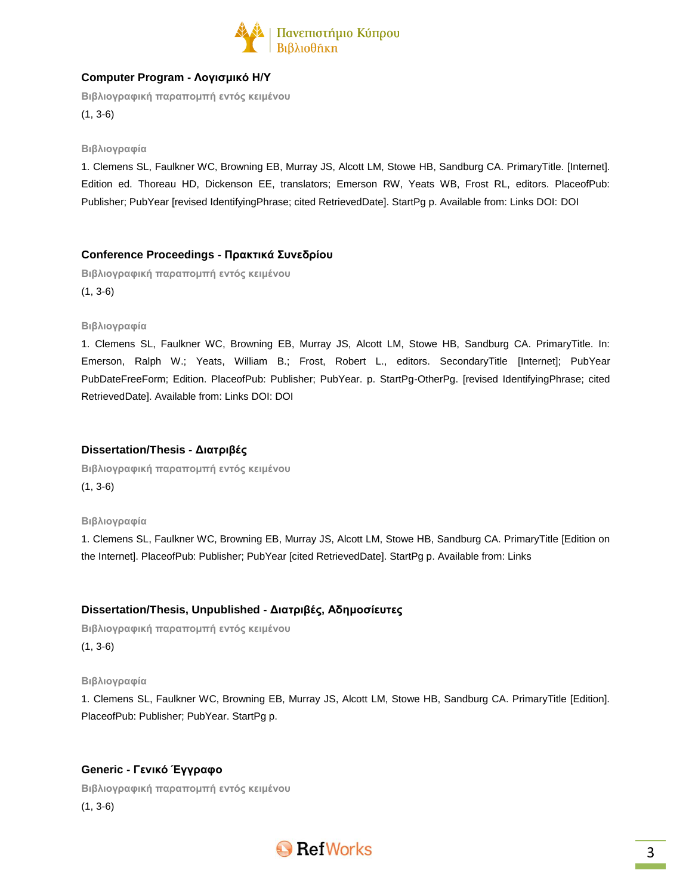### Computer Program - Λογισμικό Η/Υ

**Βιβλιογραφική παραπομπή εντός κειμένου**

(1, 3-6)

**Βιβλιογραφία**

1. Clemens SL, Faulkner WC, Browning EB, Murray JS, Alcott LM, Stowe HB, Sandburg CA. PrimaryTitle. [Internet]. Edition ed. Thoreau HD, Dickenson EE, translators; Emerson RW, Yeats WB, Frost RL, editors. PlaceofPub: Publisher; PubYear [revised IdentifyingPhrase; cited RetrievedDate]. StartPg p. Available from: Links DOI: DOI

### Conference Proceedings - Πρακτικά Συνεδρίου

**Βιβλιογραφική παραπομπή εντός κειμένου**

(1, 3-6)

**Βιβλιογραφία**

1. Clemens SL, Faulkner WC, Browning EB, Murray JS, Alcott LM, Stowe HB, Sandburg CA. PrimaryTitle. In: Emerson, Ralph W.; Yeats, William B.; Frost, Robert L., editors. SecondaryTitle [Internet]; PubYear PubDateFreeForm; Edition. PlaceofPub: Publisher; PubYear. p. StartPg-OtherPg. [revised IdentifyingPhrase; cited RetrievedDate]. Available from: Links DOI: DOI

### Dissertation/Thesis - Διατριβές

**Βιβλιογραφική παραπομπή εντός κειμένου**

(1, 3-6)

**Βιβλιογραφία**

1. Clemens SL, Faulkner WC, Browning EB, Murray JS, Alcott LM, Stowe HB, Sandburg CA. PrimaryTitle [Edition on the Internet]. PlaceofPub: Publisher; PubYear [cited RetrievedDate]. StartPg p. Available from: Links

### Dissertation/Thesis, Unpublished - Διατριβές, Αδημοσίευτες

**Βιβλιογραφική παραπομπή εντός κειμένου**

(1, 3-6)

**Βιβλιογραφία**

1. Clemens SL, Faulkner WC, Browning EB, Murray JS, Alcott LM, Stowe HB, Sandburg CA. PrimaryTitle [Edition]. PlaceofPub: Publisher; PubYear. StartPg p.

### Generic - Γενικό Έγγραφο

**Βιβλιογραφική παραπομπή εντός κειμένου**

(1, 3-6)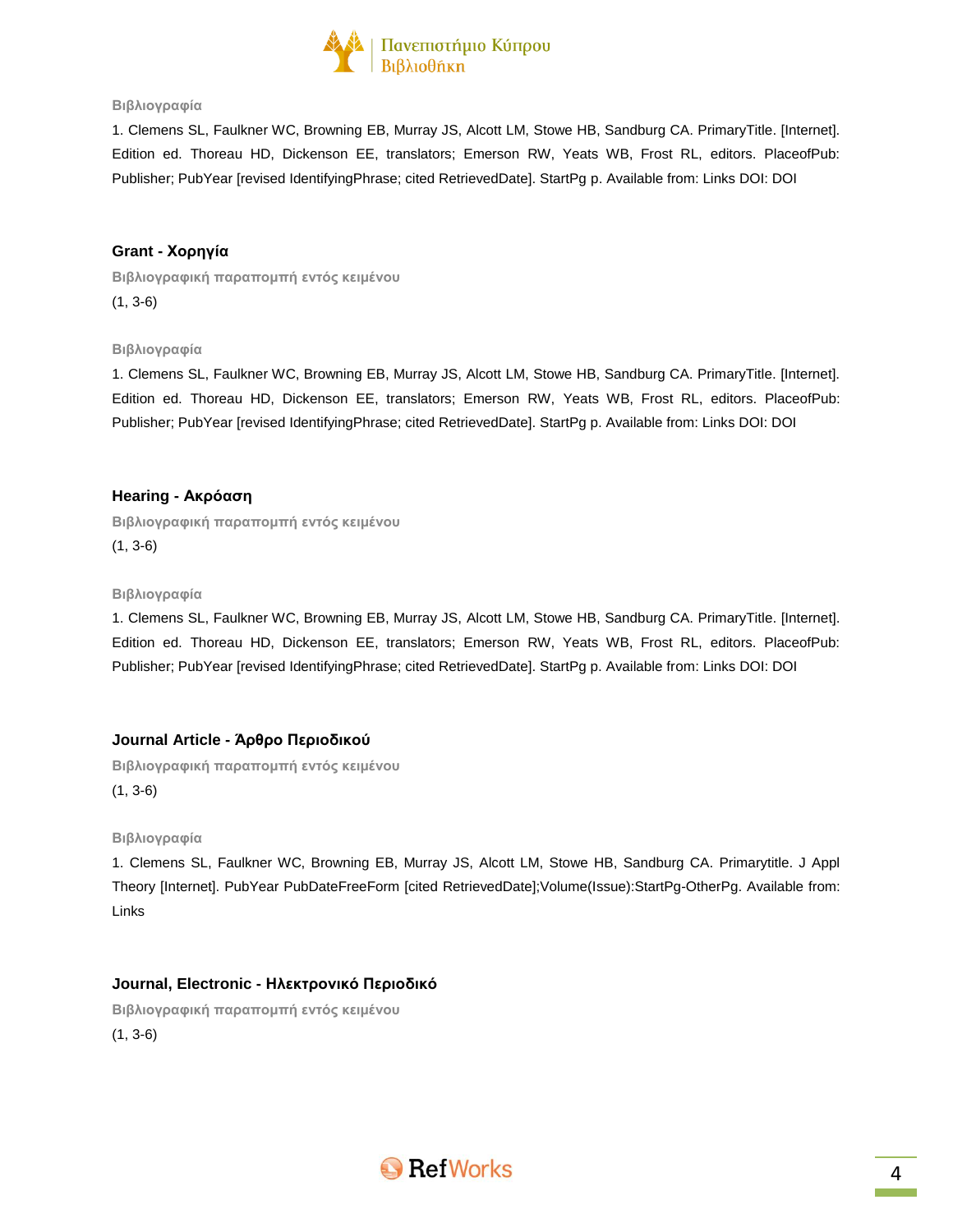**Βιβλιογραφία**

1. Clemens SL, Faulkner WC, Browning EB, Murray JS, Alcott LM, Stowe HB, Sandburg CA. PrimaryTitle. [Internet]. Edition ed. Thoreau HD, Dickenson EE, translators; Emerson RW, Yeats WB, Frost RL, editors. PlaceofPub: Publisher; PubYear [revised IdentifyingPhrase; cited RetrievedDate]. StartPg p. Available from: Links DOI: DOI

## Grant - Χορηγία

**Βιβλιογραφική παραπομπή εντός κειμένου**

(1, 3-6)

**Βιβλιογραφία**

1. Clemens SL, Faulkner WC, Browning EB, Murray JS, Alcott LM, Stowe HB, Sandburg CA. PrimaryTitle. [Internet]. Edition ed. Thoreau HD, Dickenson EE, translators; Emerson RW, Yeats WB, Frost RL, editors. PlaceofPub: Publisher; PubYear [revised IdentifyingPhrase; cited RetrievedDate]. StartPg p. Available from: Links DOI: DOI

## Hearing - Ακρόαση

**Βιβλιογραφική παραπομπή εντός κειμένου**

(1, 3-6)

**Βιβλιογραφία**

1. Clemens SL, Faulkner WC, Browning EB, Murray JS, Alcott LM, Stowe HB, Sandburg CA. PrimaryTitle. [Internet]. Edition ed. Thoreau HD, Dickenson EE, translators; Emerson RW, Yeats WB, Frost RL, editors. PlaceofPub: Publisher; PubYear [revised IdentifyingPhrase; cited RetrievedDate]. StartPg p. Available from: Links DOI: DOI

## Journal Article - Άρθρο Περιοδικού

**Βιβλιογραφική παραπομπή εντός κειμένου**

(1, 3-6)

**Βιβλιογραφία**

1. Clemens SL, Faulkner WC, Browning EB, Murray JS, Alcott LM, Stowe HB, Sandburg CA. Primarytitle. J Appl Theory [Internet]. PubYear PubDateFreeForm [cited RetrievedDate];Volume(Issue):StartPg-OtherPg. Available from: Links

## Journal, Electronic - Ηλεκτρονικό Περιοδικό

**Βιβλιογραφική παραπομπή εντός κειμένου**

(1, 3-6)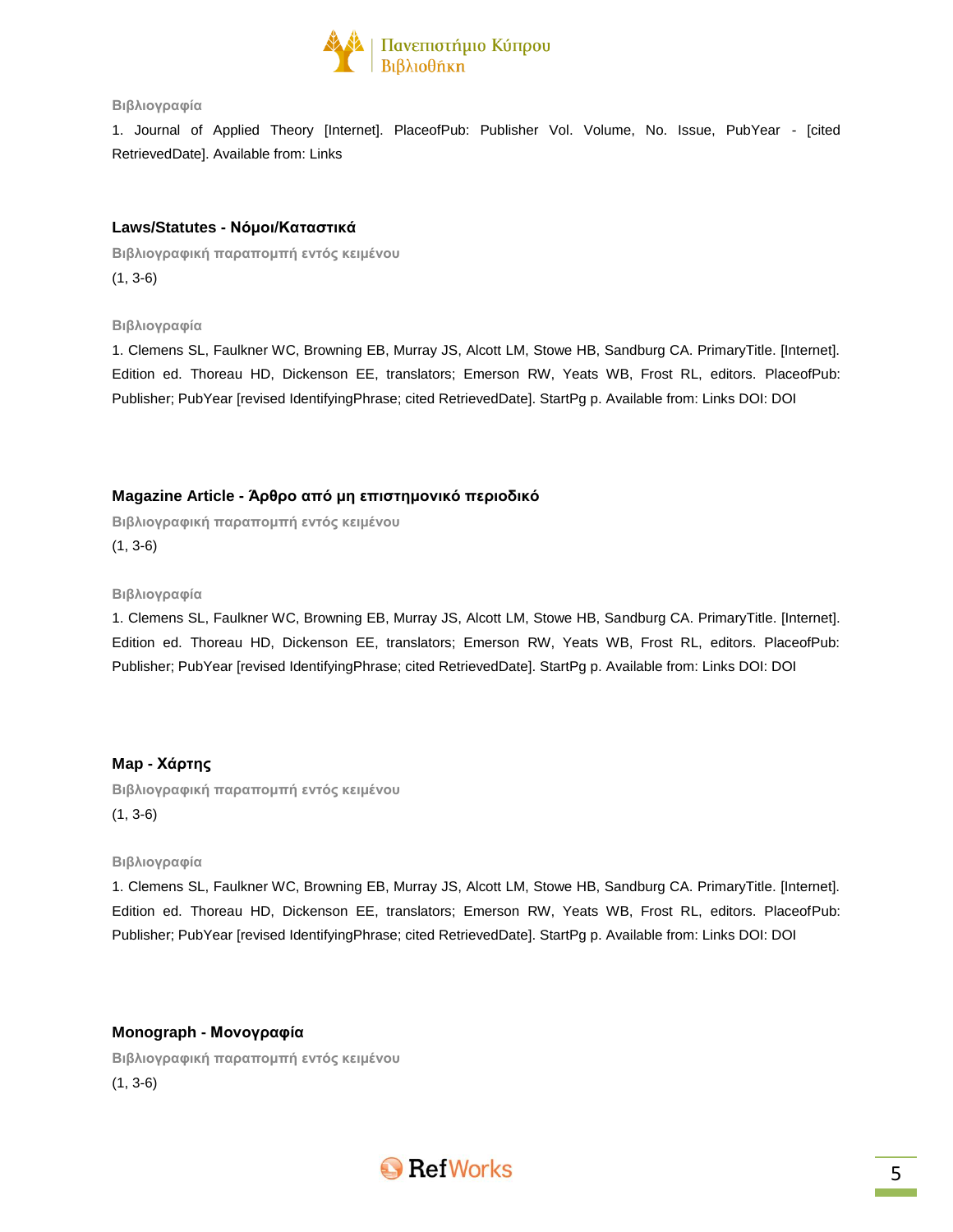**Βιβλιογραφία**

1. Journal of Applied Theory [Internet]. PlaceofPub: Publisher Vol. Volume, No. Issue, PubYear - [cited RetrievedDate]. Available from: Links

### Laws/Statutes - Νόμοι/Καταστικά

**Βιβλιογραφική παραπομπή εντός κειμένου**

(1, 3-6)

**Βιβλιογραφία**

1. Clemens SL, Faulkner WC, Browning EB, Murray JS, Alcott LM, Stowe HB, Sandburg CA. PrimaryTitle. [Internet]. Edition ed. Thoreau HD, Dickenson EE, translators; Emerson RW, Yeats WB, Frost RL, editors. PlaceofPub: Publisher; PubYear [revised IdentifyingPhrase; cited RetrievedDate]. StartPg p. Available from: Links DOI: DOI

### Magazine Article - Άρθρο από μη επιστημονικό περιοδικό

**Βιβλιογραφική παραπομπή εντός κειμένου**

(1, 3-6)

**Βιβλιογραφία**

1. Clemens SL, Faulkner WC, Browning EB, Murray JS, Alcott LM, Stowe HB, Sandburg CA. PrimaryTitle. [Internet]. Edition ed. Thoreau HD, Dickenson EE, translators; Emerson RW, Yeats WB, Frost RL, editors. PlaceofPub: Publisher; PubYear [revised IdentifyingPhrase; cited RetrievedDate]. StartPg p. Available from: Links DOI: DOI

### Map - Χάρτης

**Βιβλιογραφική παραπομπή εντός κειμένου**

(1, 3-6)

**Βιβλιογραφία**

1. Clemens SL, Faulkner WC, Browning EB, Murray JS, Alcott LM, Stowe HB, Sandburg CA. PrimaryTitle. [Internet]. Edition ed. Thoreau HD, Dickenson EE, translators; Emerson RW, Yeats WB, Frost RL, editors. PlaceofPub: Publisher; PubYear [revised IdentifyingPhrase; cited RetrievedDate]. StartPg p. Available from: Links DOI: DOI

### Monograph - Μονογραφία

**Βιβλιογραφική παραπομπή εντός κειμένου**

(1, 3-6)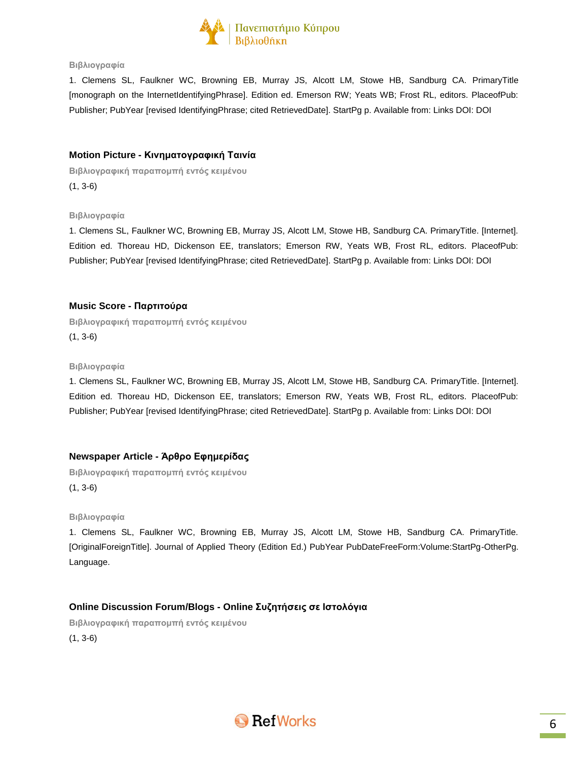**Βιβλιογραφία**

1. Clemens SL, Faulkner WC, Browning EB, Murray JS, Alcott LM, Stowe HB, Sandburg CA. PrimaryTitle [monograph on the InternetIdentifyingPhrase]. Edition ed. Emerson RW; Yeats WB; Frost RL, editors. PlaceofPub: Publisher; PubYear [revised IdentifyingPhrase; cited RetrievedDate]. StartPg p. Available from: Links DOI: DOI

### Motion Picture - Κινηματογραφική Ταινία

**Βιβλιογραφική παραπομπή εντός κειμένου**

(1, 3-6)

**Βιβλιογραφία**

1. Clemens SL, Faulkner WC, Browning EB, Murray JS, Alcott LM, Stowe HB, Sandburg CA. PrimaryTitle. [Internet]. Edition ed. Thoreau HD, Dickenson EE, translators; Emerson RW, Yeats WB, Frost RL, editors. PlaceofPub: Publisher; PubYear [revised IdentifyingPhrase; cited RetrievedDate]. StartPg p. Available from: Links DOI: DOI

### Music Score - Παρτιτούρα

**Βιβλιογραφική παραπομπή εντός κειμένου**

(1, 3-6)

**Βιβλιογραφία**

1. Clemens SL, Faulkner WC, Browning EB, Murray JS, Alcott LM, Stowe HB, Sandburg CA. PrimaryTitle. [Internet]. Edition ed. Thoreau HD, Dickenson EE, translators; Emerson RW, Yeats WB, Frost RL, editors. PlaceofPub: Publisher; PubYear [revised IdentifyingPhrase; cited RetrievedDate]. StartPg p. Available from: Links DOI: DOI

### Newspaper Article - Άρθρο Εφημερίδας

**Βιβλιογραφική παραπομπή εντός κειμένου**

(1, 3-6)

**Βιβλιογραφία**

1. Clemens SL, Faulkner WC, Browning EB, Murray JS, Alcott LM, Stowe HB, Sandburg CA. PrimaryTitle. [OriginalForeignTitle]. Journal of Applied Theory (Edition Ed.) PubYear PubDateFreeForm:Volume:StartPg-OtherPg. Language.

### Online Discussion Forum/Blogs - Online Συζητήσεις σε Ιστολόγια

**Βιβλιογραφική παραπομπή εντός κειμένου**

(1, 3-6)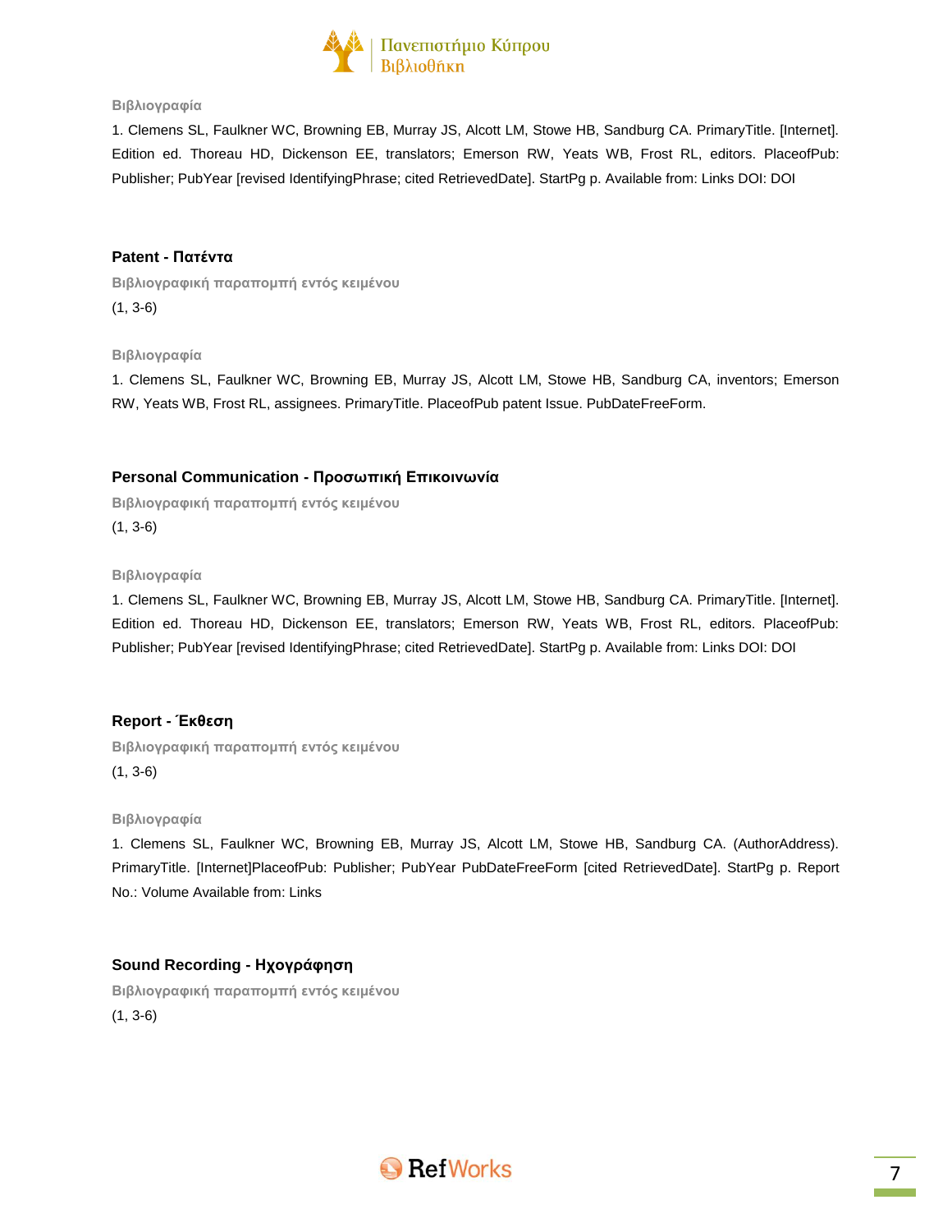**Βιβλιογραφία**

1. Clemens SL, Faulkner WC, Browning EB, Murray JS, Alcott LM, Stowe HB, Sandburg CA. PrimaryTitle. [Internet]. Edition ed. Thoreau HD, Dickenson EE, translators; Emerson RW, Yeats WB, Frost RL, editors. PlaceofPub: Publisher; PubYear [revised IdentifyingPhrase; cited RetrievedDate]. StartPg p. Available from: Links DOI: DOI

### Patent - Πατέντα

**Βιβλιογραφική παραπομπή εντός κειμένου**

(1, 3-6)

**Βιβλιογραφία**

1. Clemens SL, Faulkner WC, Browning EB, Murray JS, Alcott LM, Stowe HB, Sandburg CA, inventors; Emerson RW, Yeats WB, Frost RL, assignees. PrimaryTitle. PlaceofPub patent Issue. PubDateFreeForm.

### Personal Communication - Προσωπική Επικοινωνία

**Βιβλιογραφική παραπομπή εντός κειμένου**

(1, 3-6)

**Βιβλιογραφία**

1. Clemens SL, Faulkner WC, Browning EB, Murray JS, Alcott LM, Stowe HB, Sandburg CA. PrimaryTitle. [Internet]. Edition ed. Thoreau HD, Dickenson EE, translators; Emerson RW, Yeats WB, Frost RL, editors. PlaceofPub: Publisher; PubYear [revised IdentifyingPhrase; cited RetrievedDate]. StartPg p. Available from: Links DOI: DOI

### Report - Έκθεση

**Βιβλιογραφική παραπομπή εντός κειμένου**

(1, 3-6)

**Βιβλιογραφία**

1. Clemens SL, Faulkner WC, Browning EB, Murray JS, Alcott LM, Stowe HB, Sandburg CA. (AuthorAddress). PrimaryTitle. [Internet]PlaceofPub: Publisher; PubYear PubDateFreeForm [cited RetrievedDate]. StartPg p. Report No.: Volume Available from: Links

### Sound Recording - Ηχογράφηση

**Βιβλιογραφική παραπομπή εντός κειμένου**

(1, 3-6)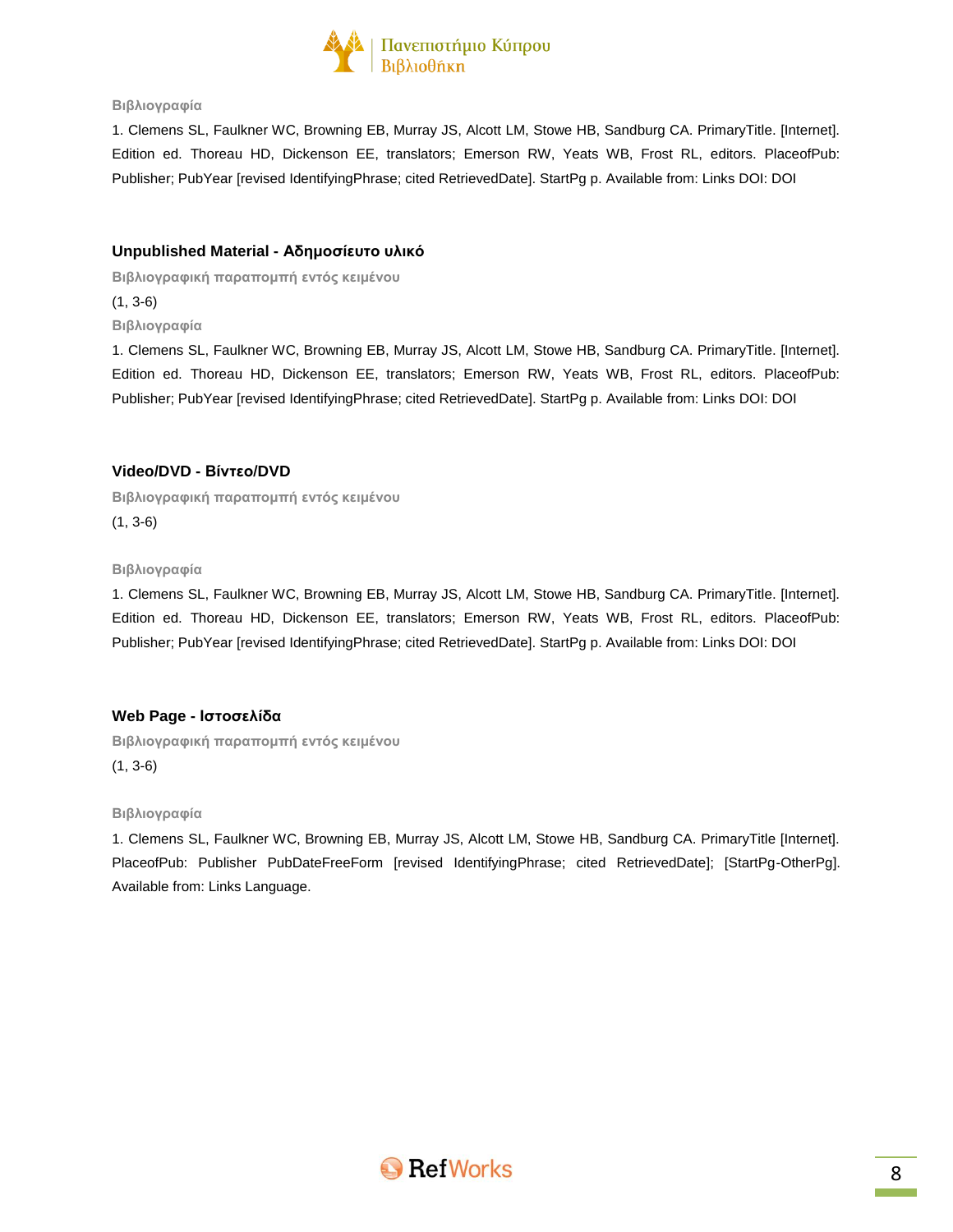**Βιβλιογραφία**

1. Clemens SL, Faulkner WC, Browning EB, Murray JS, Alcott LM, Stowe HB, Sandburg CA. PrimaryTitle. [Internet]. Edition ed. Thoreau HD, Dickenson EE, translators; Emerson RW, Yeats WB, Frost RL, editors. PlaceofPub: Publisher; PubYear [revised IdentifyingPhrase; cited RetrievedDate]. StartPg p. Available from: Links DOI: DOI

### Unpublished Material - Αδημοσίευτο υλικό

**Βιβλιογραφική παραπομπή εντός κειμένου**

(1, 3-6)

**Βιβλιογραφία**

1. Clemens SL, Faulkner WC, Browning EB, Murray JS, Alcott LM, Stowe HB, Sandburg CA. PrimaryTitle. [Internet]. Edition ed. Thoreau HD, Dickenson EE, translators; Emerson RW, Yeats WB, Frost RL, editors. PlaceofPub: Publisher; PubYear [revised IdentifyingPhrase; cited RetrievedDate]. StartPg p. Available from: Links DOI: DOI

### Video/DVD - Βίντεο/DVD

**Βιβλιογραφική παραπομπή εντός κειμένου**

(1, 3-6)

**Βιβλιογραφία**

1. Clemens SL, Faulkner WC, Browning EB, Murray JS, Alcott LM, Stowe HB, Sandburg CA. PrimaryTitle. [Internet]. Edition ed. Thoreau HD, Dickenson EE, translators; Emerson RW, Yeats WB, Frost RL, editors. PlaceofPub: Publisher; PubYear [revised IdentifyingPhrase; cited RetrievedDate]. StartPg p. Available from: Links DOI: DOI

### Web Page - Ιστοσελίδα

**Βιβλιογραφική παραπομπή εντός κειμένου**

(1, 3-6)

**Βιβλιογραφία**

1. Clemens SL, Faulkner WC, Browning EB, Murray JS, Alcott LM, Stowe HB, Sandburg CA. PrimaryTitle [Internet]. PlaceofPub: Publisher PubDateFreeForm [revised IdentifyingPhrase; cited RetrievedDate]; [StartPg-OtherPg]. Available from: Links Language.